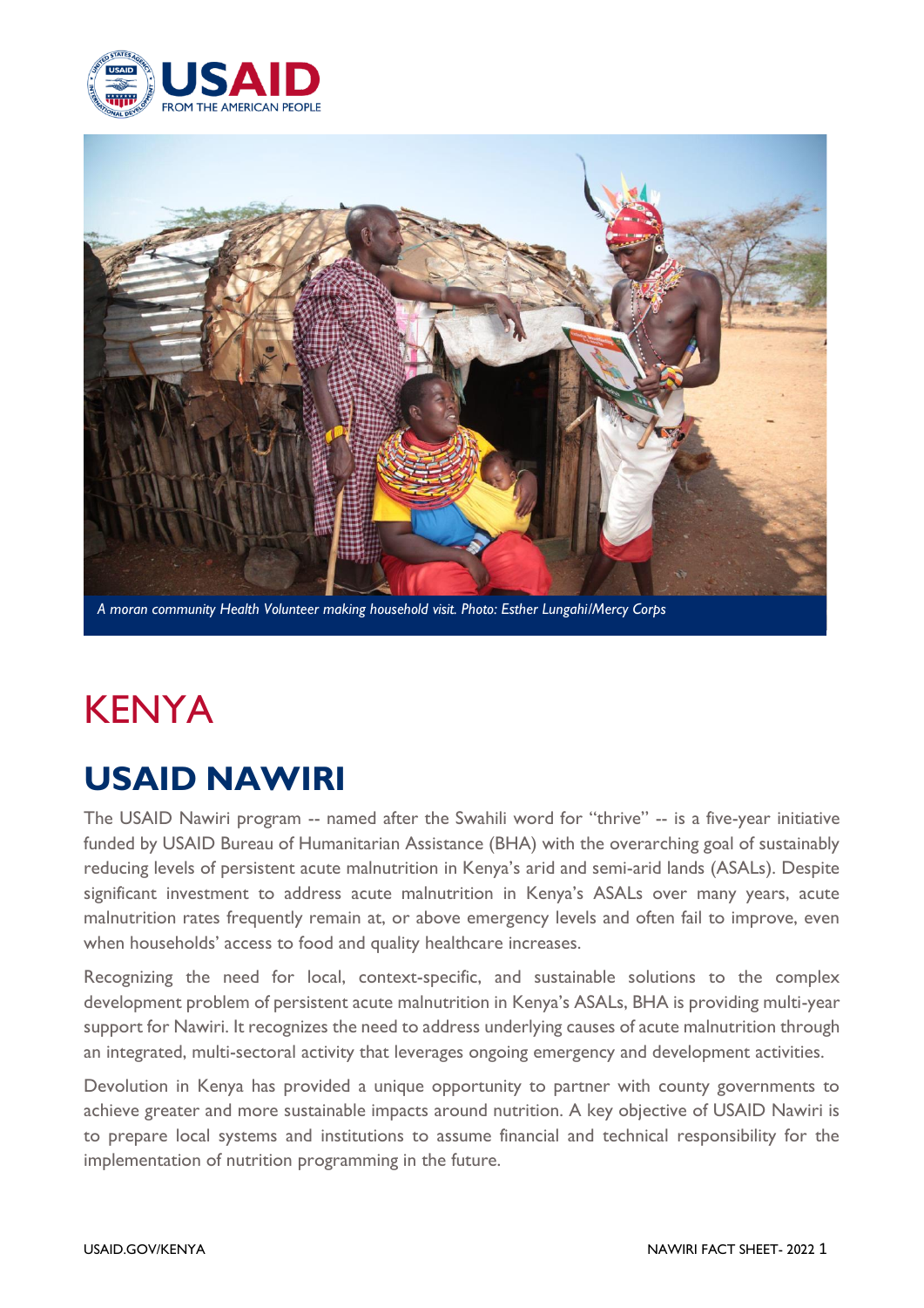*A moran community Health Volunteer making household visit. Photo: Esther Lungahi/Mercy Corps*

# KENYA

## USAID NAWIRI

The USAID Nawiri program -- named after the Swahili word for "thrive" -- is a five-year initiative funded by USAID Bureau of Humanitarian Assistance (BHA) with the overarching goal of sustainably reducing levels of persistent acute malnutrition in Kenya's arid and semi-arid lands (ASALs). Despite significant investment to address acute malnutrition in Kenya's ASALs over many years, acute malnutrition rates frequently remain at, or above emergency levels and often fail to improve, even when households' access to food and quality healthcare increases.

Recognizing the need for local, context-specific, and sustainable solutions to the complex development problem of persistent acute malnutrition in Kenya's ASALs, BHA is providing multi-year support for Nawiri. It recognizes the need to address underlying causes of acute malnutrition through an integrated, multi-sectoral activity that leverages ongoing emergency and development activities.

Devolution in Kenya has provided a unique opportunity to partner with county governments to achieve greater and more sustainable impacts around nutrition. A key objective of USAID Nawiri is to prepare local systems and institutions to assume financial and technical responsibility for the implementation of nutrition programming in the future.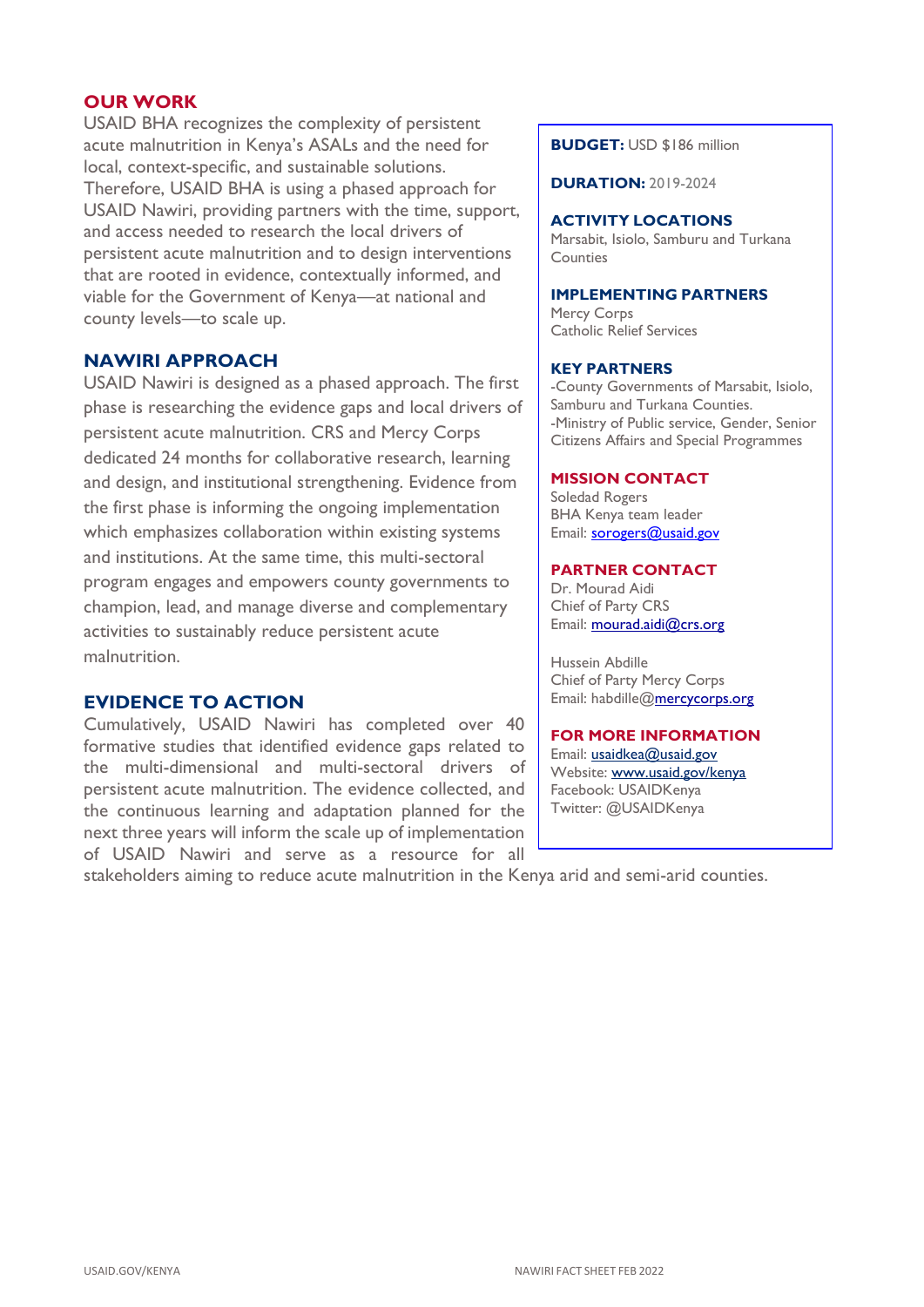## OUR WORK

USAID BHA recognizes the complexity of persistent acute malnutrition in Kenya's ASALs and the need for local, context-specific, and sustainable solutions. Therefore, USAID BHA is using a phased approach for USAID Nawiri, providing partners with the time, support, and access needed to research the local drivers of persistent acute malnutrition and to design interventions that are rooted in evidence, contextually informed, and viable for the Government of Kenya—at national and county levels—to scale up.

## NAWIRI APPROACH

USAID Nawiri is designed as a phased approach. The first phase is researching the evidence gaps and local drivers of persistent acute malnutrition. CRS and Mercy Corps dedicated 24 months for collaborative research, learning and design, and institutional strengthening. Evidence from the first phase is informing the ongoing implementation which emphasizes collaboration within existing systems and institutions. At the same time, this multi-sectoral program engages and empowers county governments to champion, lead, and manage diverse and complementary activities to sustainably reduce persistent acute malnutrition.

## EVIDENCE TO ACTION

Cumulatively, USAID Nawiri has completed over 40 formative studies that identified evidence gaps related to the multi-dimensional and multi-sectoral drivers of persistent acute malnutrition. The evidence collected, and the continuous learning and adaptation planned for the next three years will inform the scale up of implementation of USAID Nawiri and serve as a resource for all stakeholders aiming to reduce acute malnutrition in the Kenya arid and semi-arid counties.

**BUDGET:** USD $186 million

**DURATION:** 2019-2024

**ACTIVITY LOCATIONS**
Marsabit, Isiolo, Samburu and Turkana Counties

**IMPLEMENTING PARTNERS**
Mercy Corps
Catholic Relief Services

**KEY PARTNERS**
-County Governments of Marsabit, Isiolo, Samburu and Turkana Counties.
-Ministry of Public service, Gender, Senior Citizens Affairs and Special Programmes

**MISSION CONTACT**
Soledad Rogers
BHA Kenya team leader
Email: sorogers@usaid.gov

**PARTNER CONTACT**
Dr. Mourad Aidi
Chief of Party CRS
Email: mourad.aidi@crs.org

Hussein Abdille
Chief of Party Mercy Corps
Email: habdille@mercycorps.org

**FOR MORE INFORMATION**
Email: usaidkea@usaid.gov
Website: www.usaid.gov/kenya
Facebook: USAIDKenya
Twitter: @USAIDKenya